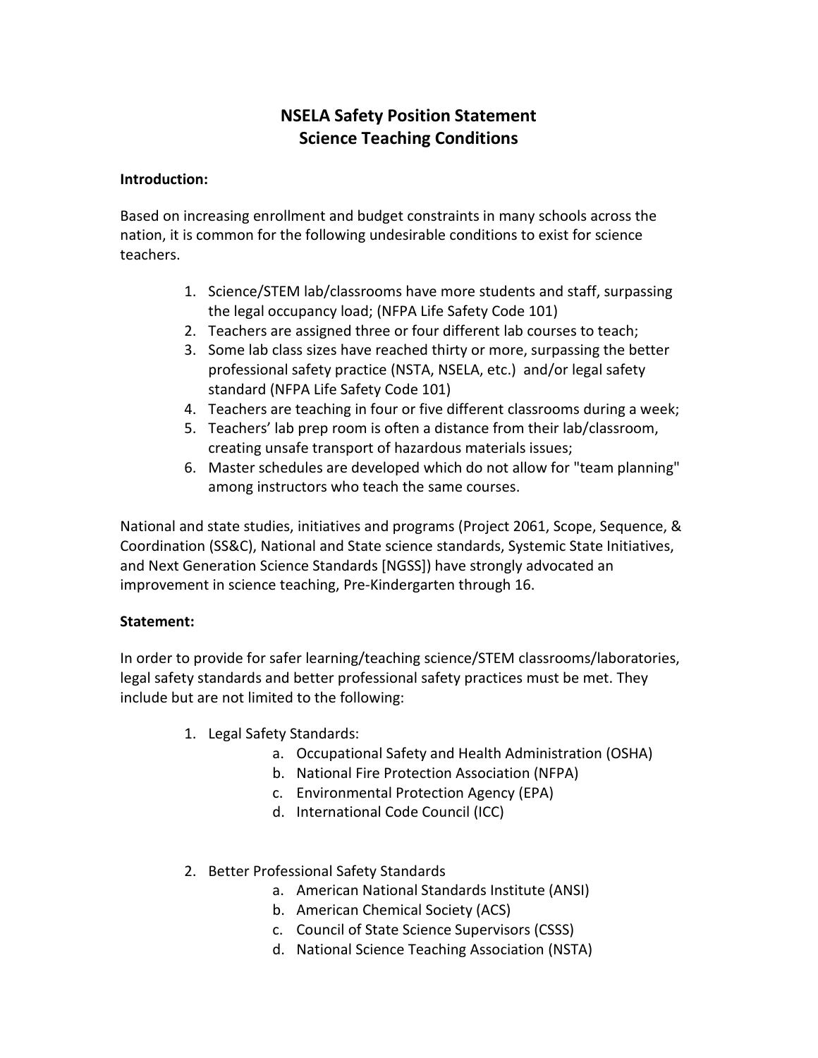# NSELA Safety Position Statement
# Science Teaching Conditions

**Introduction:**

Based on increasing enrollment and budget constraints in many schools across the nation, it is common for the following undesirable conditions to exist for science teachers.

1. Science/STEM lab/classrooms have more students and staff, surpassing the legal occupancy load; (NFPA Life Safety Code 101)
2. Teachers are assigned three or four different lab courses to teach;
3. Some lab class sizes have reached thirty or more, surpassing the better professional safety practice (NSTA, NSELA, etc.) and/or legal safety standard (NFPA Life Safety Code 101)
4. Teachers are teaching in four or five different classrooms during a week;
5. Teachers' lab prep room is often a distance from their lab/classroom, creating unsafe transport of hazardous materials issues;
6. Master schedules are developed which do not allow for "team planning" among instructors who teach the same courses.

National and state studies, initiatives and programs (Project 2061, Scope, Sequence, & Coordination (SS&C), National and State science standards, Systemic State Initiatives, and Next Generation Science Standards [NGSS]) have strongly advocated an improvement in science teaching, Pre-Kindergarten through 16.

**Statement:**

In order to provide for safer learning/teaching science/STEM classrooms/laboratories, legal safety standards and better professional safety practices must be met. They include but are not limited to the following:

1. Legal Safety Standards:
   a. Occupational Safety and Health Administration (OSHA)
   b. National Fire Protection Association (NFPA)
   c. Environmental Protection Agency (EPA)
   d. International Code Council (ICC)

2. Better Professional Safety Standards
   a. American National Standards Institute (ANSI)
   b. American Chemical Society (ACS)
   c. Council of State Science Supervisors (CSSS)
   d. National Science Teaching Association (NSTA)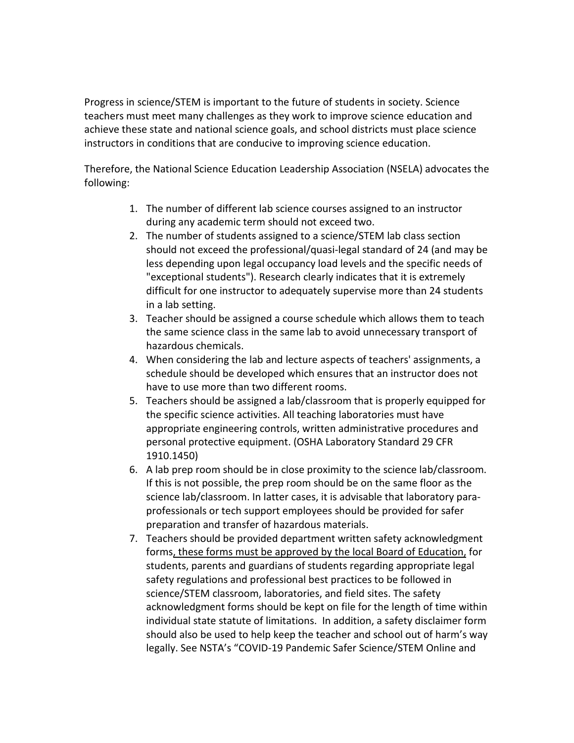Progress in science/STEM is important to the future of students in society. Science teachers must meet many challenges as they work to improve science education and achieve these state and national science goals, and school districts must place science instructors in conditions that are conducive to improving science education.

Therefore, the National Science Education Leadership Association (NSELA) advocates the following:

1. The number of different lab science courses assigned to an instructor during any academic term should not exceed two.
2. The number of students assigned to a science/STEM lab class section should not exceed the professional/quasi-legal standard of 24 (and may be less depending upon legal occupancy load levels and the specific needs of "exceptional students"). Research clearly indicates that it is extremely difficult for one instructor to adequately supervise more than 24 students in a lab setting.
3. Teacher should be assigned a course schedule which allows them to teach the same science class in the same lab to avoid unnecessary transport of hazardous chemicals.
4. When considering the lab and lecture aspects of teachers' assignments, a schedule should be developed which ensures that an instructor does not have to use more than two different rooms.
5. Teachers should be assigned a lab/classroom that is properly equipped for the specific science activities. All teaching laboratories must have appropriate engineering controls, written administrative procedures and personal protective equipment. (OSHA Laboratory Standard 29 CFR 1910.1450)
6. A lab prep room should be in close proximity to the science lab/classroom. If this is not possible, the prep room should be on the same floor as the science lab/classroom. In latter cases, it is advisable that laboratory para-professionals or tech support employees should be provided for safer preparation and transfer of hazardous materials.
7. Teachers should be provided department written safety acknowledgment forms, these forms must be approved by the local Board of Education, for students, parents and guardians of students regarding appropriate legal safety regulations and professional best practices to be followed in science/STEM classroom, laboratories, and field sites. The safety acknowledgment forms should be kept on file for the length of time within individual state statute of limitations. In addition, a safety disclaimer form should also be used to help keep the teacher and school out of harm's way legally. See NSTA's "COVID-19 Pandemic Safer Science/STEM Online and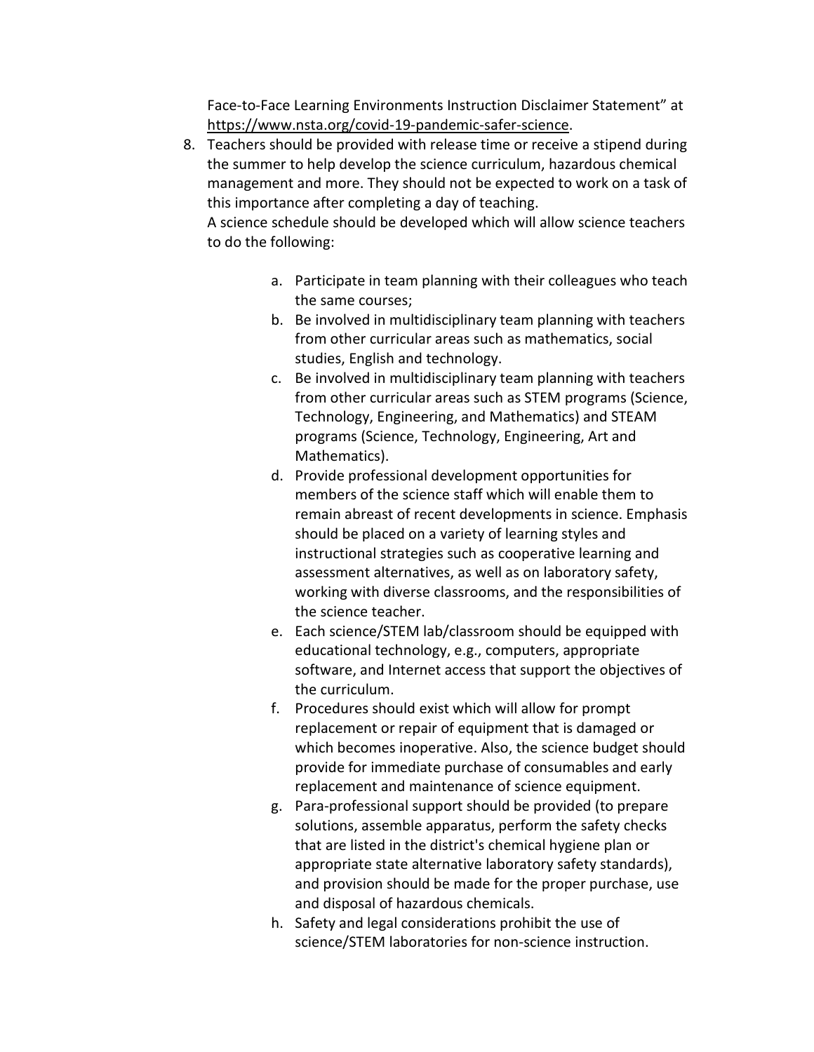Face-to-Face Learning Environments Instruction Disclaimer Statement" at https://www.nsta.org/covid-19-pandemic-safer-science.

8. Teachers should be provided with release time or receive a stipend during the summer to help develop the science curriculum, hazardous chemical management and more. They should not be expected to work on a task of this importance after completing a day of teaching.
   A science schedule should be developed which will allow science teachers to do the following:

   a. Participate in team planning with their colleagues who teach the same courses;
   b. Be involved in multidisciplinary team planning with teachers from other curricular areas such as mathematics, social studies, English and technology.
   c. Be involved in multidisciplinary team planning with teachers from other curricular areas such as STEM programs (Science, Technology, Engineering, and Mathematics) and STEAM programs (Science, Technology, Engineering, Art and Mathematics).
   d. Provide professional development opportunities for members of the science staff which will enable them to remain abreast of recent developments in science. Emphasis should be placed on a variety of learning styles and instructional strategies such as cooperative learning and assessment alternatives, as well as on laboratory safety, working with diverse classrooms, and the responsibilities of the science teacher.
   e. Each science/STEM lab/classroom should be equipped with educational technology, e.g., computers, appropriate software, and Internet access that support the objectives of the curriculum.
   f. Procedures should exist which will allow for prompt replacement or repair of equipment that is damaged or which becomes inoperative. Also, the science budget should provide for immediate purchase of consumables and early replacement and maintenance of science equipment.
   g. Para-professional support should be provided (to prepare solutions, assemble apparatus, perform the safety checks that are listed in the district's chemical hygiene plan or appropriate state alternative laboratory safety standards), and provision should be made for the proper purchase, use and disposal of hazardous chemicals.
   h. Safety and legal considerations prohibit the use of science/STEM laboratories for non-science instruction.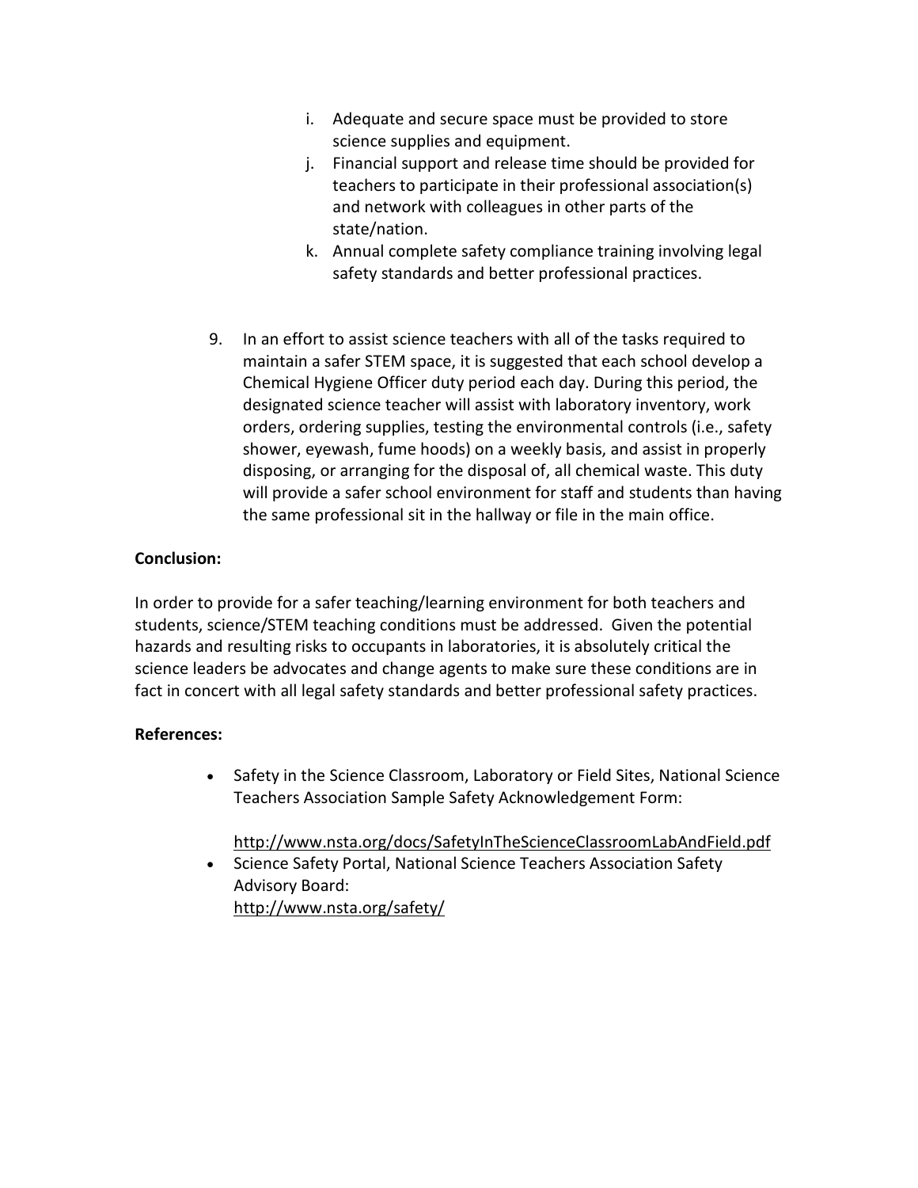i. Adequate and secure space must be provided to store science supplies and equipment.
   j. Financial support and release time should be provided for teachers to participate in their professional association(s) and network with colleagues in other parts of the state/nation.
   k. Annual complete safety compliance training involving legal safety standards and better professional practices.

9. In an effort to assist science teachers with all of the tasks required to maintain a safer STEM space, it is suggested that each school develop a Chemical Hygiene Officer duty period each day. During this period, the designated science teacher will assist with laboratory inventory, work orders, ordering supplies, testing the environmental controls (i.e., safety shower, eyewash, fume hoods) on a weekly basis, and assist in properly disposing, or arranging for the disposal of, all chemical waste. This duty will provide a safer school environment for staff and students than having the same professional sit in the hallway or file in the main office.

**Conclusion:**

In order to provide for a safer teaching/learning environment for both teachers and students, science/STEM teaching conditions must be addressed. Given the potential hazards and resulting risks to occupants in laboratories, it is absolutely critical the science leaders be advocates and change agents to make sure these conditions are in fact in concert with all legal safety standards and better professional safety practices.

**References:**

- Safety in the Science Classroom, Laboratory or Field Sites, National Science Teachers Association Sample Safety Acknowledgement Form:

  http://www.nsta.org/docs/SafetyInTheScienceClassroomLabAndField.pdf
- Science Safety Portal, National Science Teachers Association Safety Advisory Board:
  http://www.nsta.org/safety/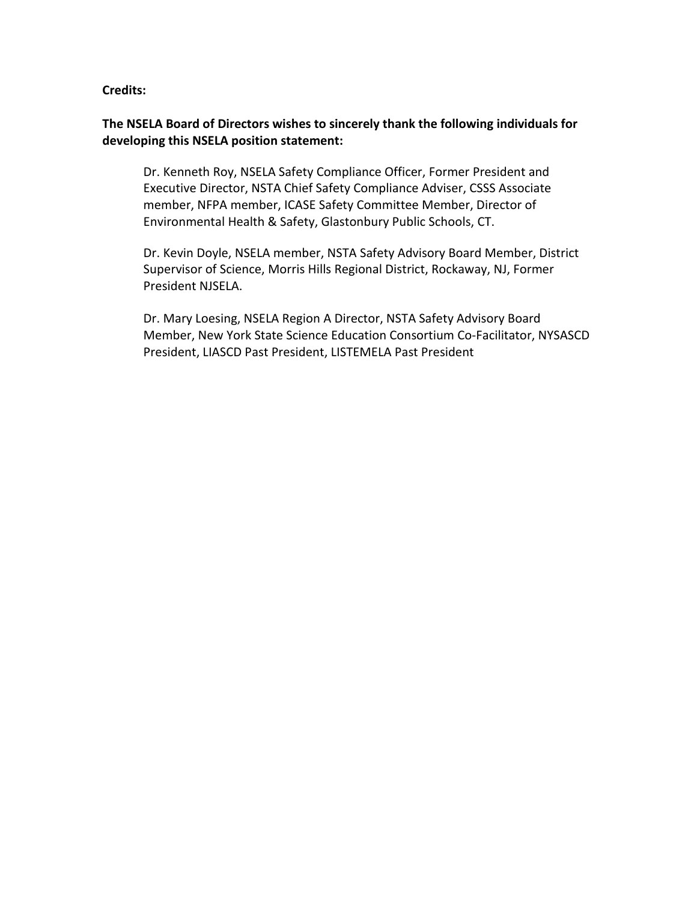**Credits:**

**The NSELA Board of Directors wishes to sincerely thank the following individuals for developing this NSELA position statement:**

Dr. Kenneth Roy, NSELA Safety Compliance Officer, Former President and Executive Director, NSTA Chief Safety Compliance Adviser, CSSS Associate member, NFPA member, ICASE Safety Committee Member, Director of Environmental Health & Safety, Glastonbury Public Schools, CT.

Dr. Kevin Doyle, NSELA member, NSTA Safety Advisory Board Member, District Supervisor of Science, Morris Hills Regional District, Rockaway, NJ, Former President NJSELA.

Dr. Mary Loesing, NSELA Region A Director, NSTA Safety Advisory Board Member, New York State Science Education Consortium Co-Facilitator, NYSASCD President, LIASCD Past President, LISTEMELA Past President